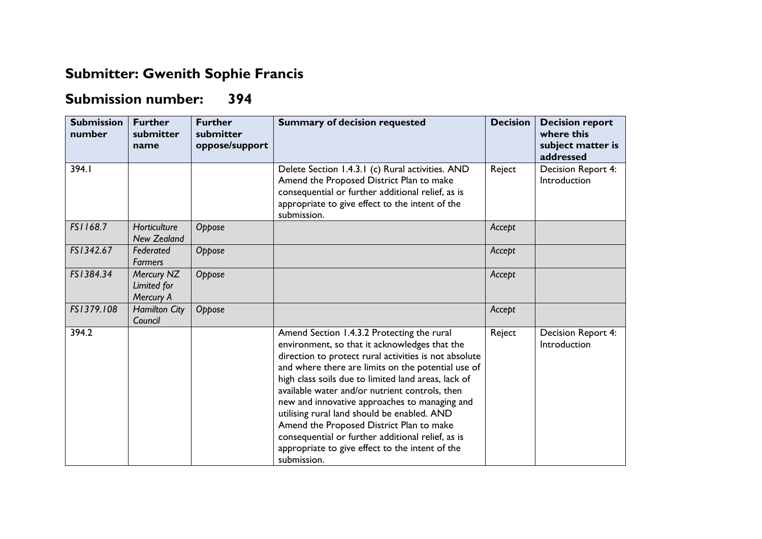# Submitter: Gwenith Sophie Francis

# Submission number: 394

| Submission number | Further submitter name | Further submitter oppose/support | Summary of decision requested | Decision | Decision report where this subject matter is addressed |
|---|---|---|---|---|---|
| 394.1 | | | Delete Section 1.4.3.1 (c) Rural activities. AND Amend the Proposed District Plan to make consequential or further additional relief, as is appropriate to give effect to the intent of the submission. | Reject | Decision Report 4: Introduction |
| *FS1168.7* | *Horticulture New Zealand* | *Oppose* | | *Accept* | |
| *FS1342.67* | *Federated Farmers* | *Oppose* | | *Accept* | |
| *FS1384.34* | *Mercury NZ Limited for Mercury A* | *Oppose* | | *Accept* | |
| *FS1379.108* | *Hamilton City Council* | *Oppose* | | *Accept* | |
| 394.2 | | | Amend Section 1.4.3.2 Protecting the rural environment, so that it acknowledges that the direction to protect rural activities is not absolute and where there are limits on the potential use of high class soils due to limited land areas, lack of available water and/or nutrient controls, then new and innovative approaches to managing and utilising rural land should be enabled. AND Amend the Proposed District Plan to make consequential or further additional relief, as is appropriate to give effect to the intent of the submission. | Reject | Decision Report 4: Introduction |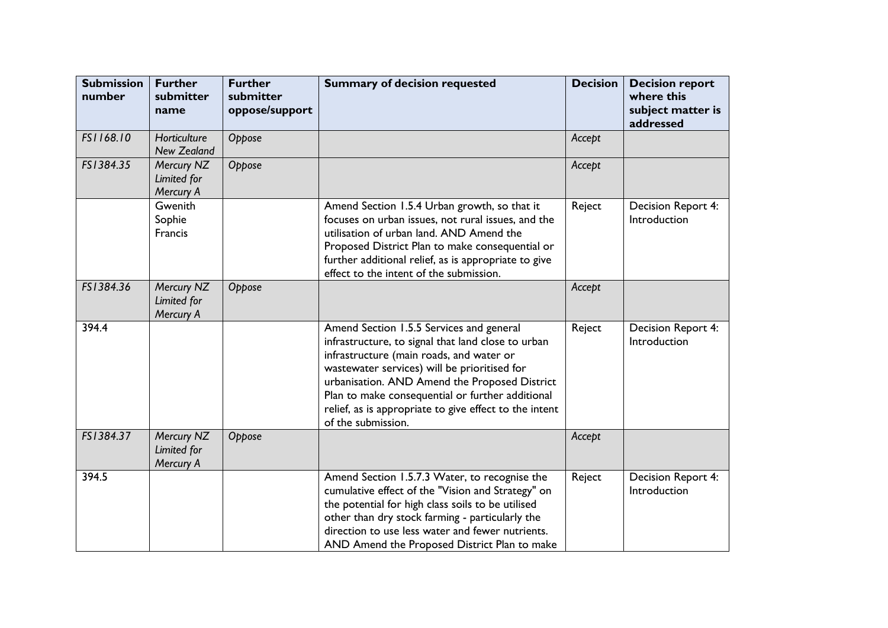| Submission number | Further submitter name | Further submitter oppose/support | Summary of decision requested | Decision | Decision report where this subject matter is addressed |
|---|---|---|---|---|---|
| *FS1168.10* | *Horticulture New Zealand* | *Oppose* | | *Accept* | |
| *FS1384.35* | *Mercury NZ Limited for Mercury A* | *Oppose* | | *Accept* | |
| | Gwenith Sophie Francis | | Amend Section 1.5.4 Urban growth, so that it focuses on urban issues, not rural issues, and the utilisation of urban land. AND Amend the Proposed District Plan to make consequential or further additional relief, as is appropriate to give effect to the intent of the submission. | Reject | Decision Report 4: Introduction |
| *FS1384.36* | *Mercury NZ Limited for Mercury A* | *Oppose* | | *Accept* | |
| 394.4 | | | Amend Section 1.5.5 Services and general infrastructure, to signal that land close to urban infrastructure (main roads, and water or wastewater services) will be prioritised for urbanisation. AND Amend the Proposed District Plan to make consequential or further additional relief, as is appropriate to give effect to the intent of the submission. | Reject | Decision Report 4: Introduction |
| *FS1384.37* | *Mercury NZ Limited for Mercury A* | *Oppose* | | *Accept* | |
| 394.5 | | | Amend Section 1.5.7.3 Water, to recognise the cumulative effect of the "Vision and Strategy" on the potential for high class soils to be utilised other than dry stock farming - particularly the direction to use less water and fewer nutrients. AND Amend the Proposed District Plan to make | Reject | Decision Report 4: Introduction |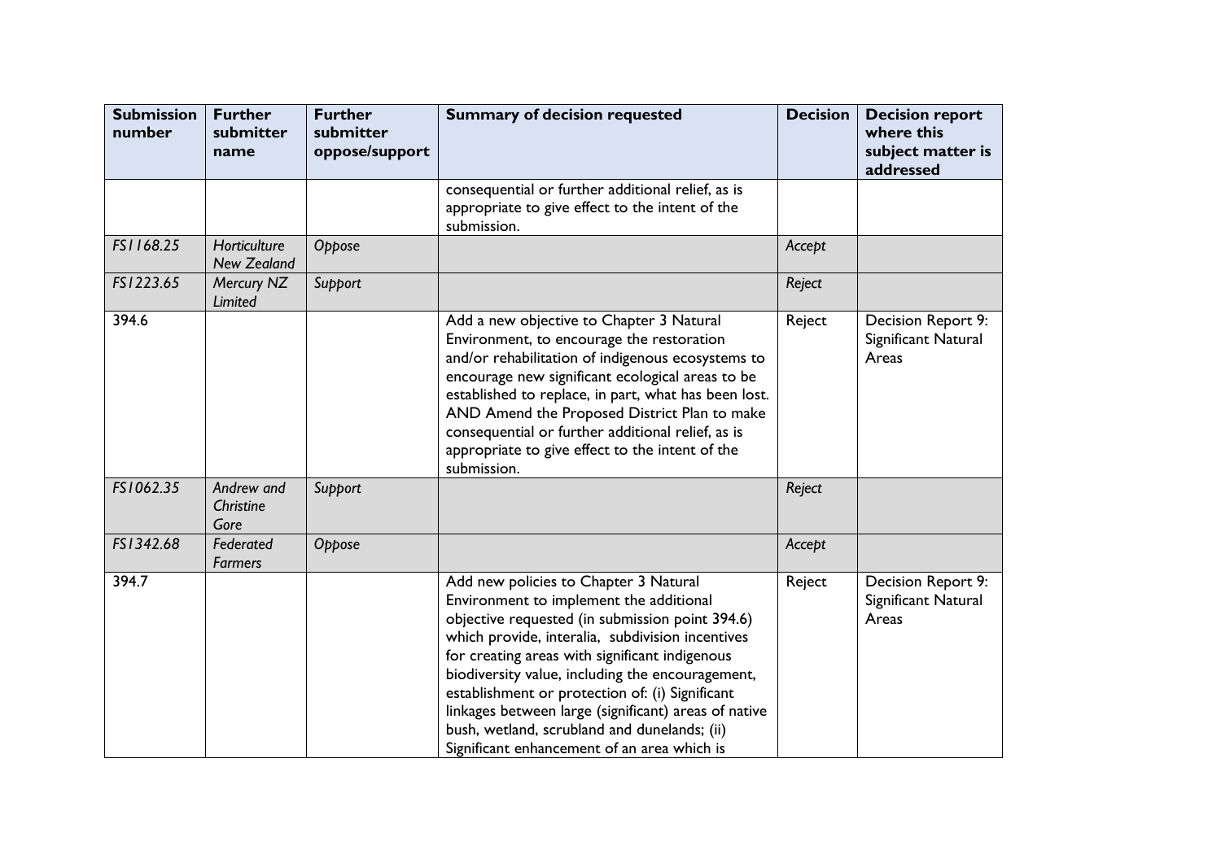| Submission number | Further submitter name | Further submitter oppose/support | Summary of decision requested | Decision | Decision report where this subject matter is addressed |
|---|---|---|---|---|---|
| | | | consequential or further additional relief, as is appropriate to give effect to the intent of the submission. | | |
| *FS1168.25* | *Horticulture New Zealand* | *Oppose* | | *Accept* | |
| *FS1223.65* | *Mercury NZ Limited* | *Support* | | *Reject* | |
| 394.6 | | | Add a new objective to Chapter 3 Natural Environment, to encourage the restoration and/or rehabilitation of indigenous ecosystems to encourage new significant ecological areas to be established to replace, in part, what has been lost. AND Amend the Proposed District Plan to make consequential or further additional relief, as is appropriate to give effect to the intent of the submission. | Reject | Decision Report 9: Significant Natural Areas |
| *FS1062.35* | *Andrew and Christine Gore* | *Support* | | *Reject* | |
| *FS1342.68* | *Federated Farmers* | *Oppose* | | *Accept* | |
| 394.7 | | | Add new policies to Chapter 3 Natural Environment to implement the additional objective requested (in submission point 394.6) which provide, interalia, subdivision incentives for creating areas with significant indigenous biodiversity value, including the encouragement, establishment or protection of: (i) Significant linkages between large (significant) areas of native bush, wetland, scrubland and dunelands; (ii) Significant enhancement of an area which is | Reject | Decision Report 9: Significant Natural Areas |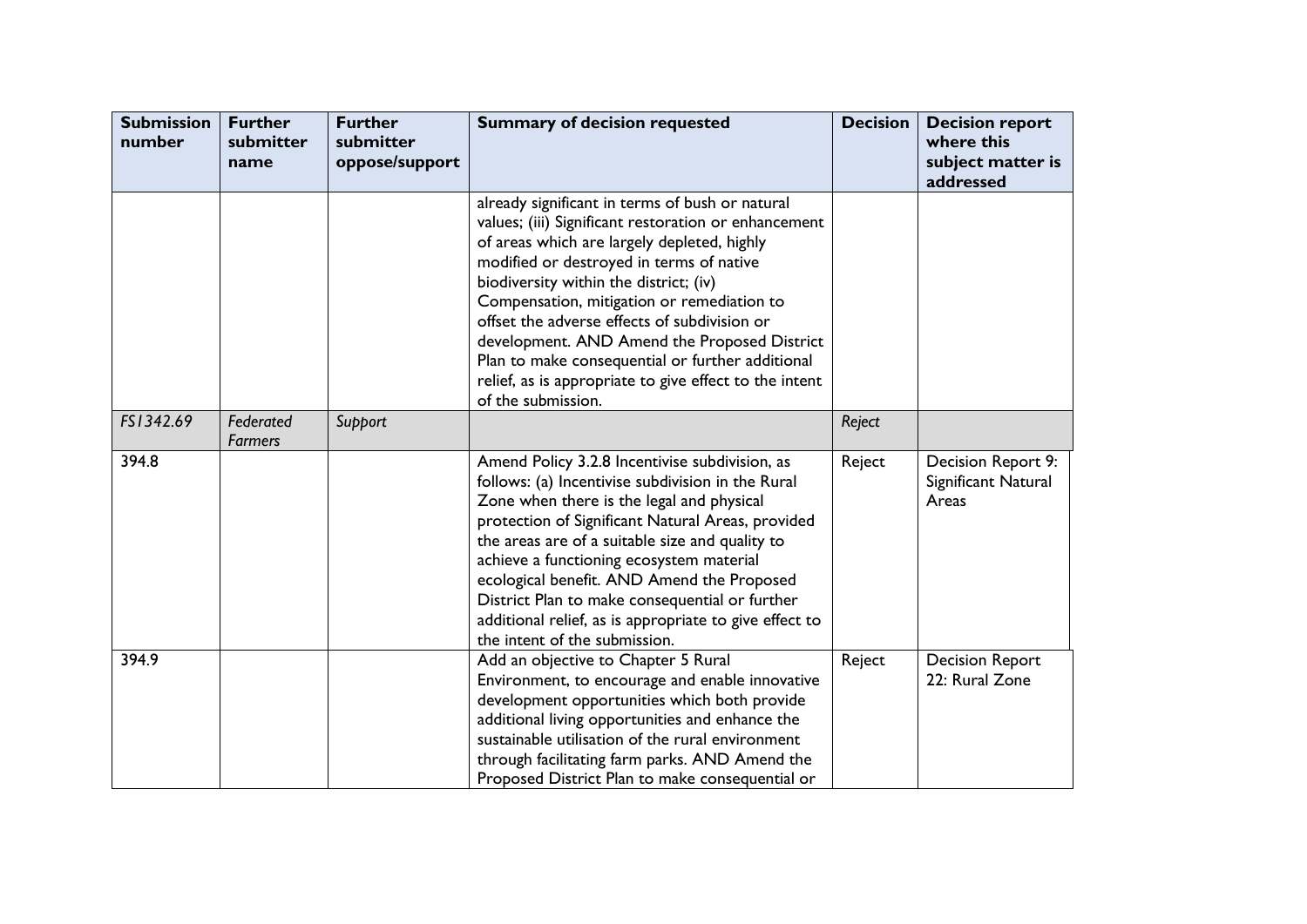| Submission number | Further submitter name | Further submitter oppose/support | Summary of decision requested | Decision | Decision report where this subject matter is addressed |
|---|---|---|---|---|---|
| | | | already significant in terms of bush or natural values; (iii) Significant restoration or enhancement of areas which are largely depleted, highly modified or destroyed in terms of native biodiversity within the district; (iv) Compensation, mitigation or remediation to offset the adverse effects of subdivision or development. AND Amend the Proposed District Plan to make consequential or further additional relief, as is appropriate to give effect to the intent of the submission. | | |
| *FS1342.69* | *Federated Farmers* | *Support* | | *Reject* | |
| 394.8 | | | Amend Policy 3.2.8 Incentivise subdivision, as follows: (a) Incentivise subdivision in the Rural Zone when there is the legal and physical protection of Significant Natural Areas, provided the areas are of a suitable size and quality to achieve a functioning ecosystem material ecological benefit. AND Amend the Proposed District Plan to make consequential or further additional relief, as is appropriate to give effect to the intent of the submission. | Reject | Decision Report 9: Significant Natural Areas |
| 394.9 | | | Add an objective to Chapter 5 Rural Environment, to encourage and enable innovative development opportunities which both provide additional living opportunities and enhance the sustainable utilisation of the rural environment through facilitating farm parks. AND Amend the Proposed District Plan to make consequential or | Reject | Decision Report 22: Rural Zone |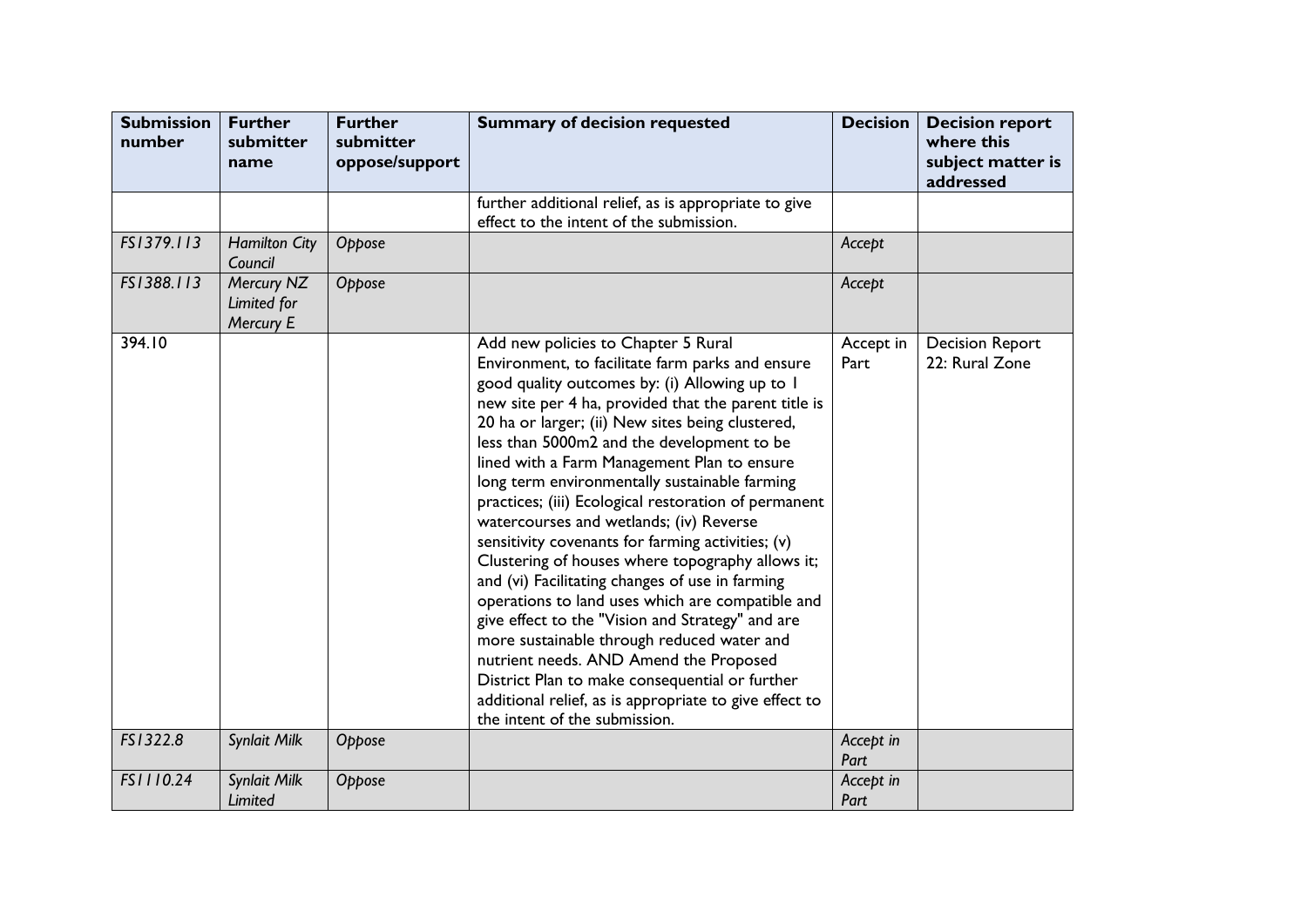| Submission number | Further submitter name | Further submitter oppose/support | Summary of decision requested | Decision | Decision report where this subject matter is addressed |
|---|---|---|---|---|---|
| | | | further additional relief, as is appropriate to give effect to the intent of the submission. | | |
| *FS1379.113* | *Hamilton City Council* | *Oppose* | | *Accept* | |
| *FS1388.113* | *Mercury NZ Limited for Mercury E* | *Oppose* | | *Accept* | |
| 394.10 | | | Add new policies to Chapter 5 Rural Environment, to facilitate farm parks and ensure good quality outcomes by: (i) Allowing up to 1 new site per 4 ha, provided that the parent title is 20 ha or larger; (ii) New sites being clustered, less than 5000m2 and the development to be lined with a Farm Management Plan to ensure long term environmentally sustainable farming practices; (iii) Ecological restoration of permanent watercourses and wetlands; (iv) Reverse sensitivity covenants for farming activities; (v) Clustering of houses where topography allows it; and (vi) Facilitating changes of use in farming operations to land uses which are compatible and give effect to the "Vision and Strategy" and are more sustainable through reduced water and nutrient needs. AND Amend the Proposed District Plan to make consequential or further additional relief, as is appropriate to give effect to the intent of the submission. | Accept in Part | Decision Report 22: Rural Zone |
| *FS1322.8* | *Synlait Milk* | *Oppose* | | *Accept in Part* | |
| *FS1110.24* | *Synlait Milk Limited* | *Oppose* | | *Accept in Part* | |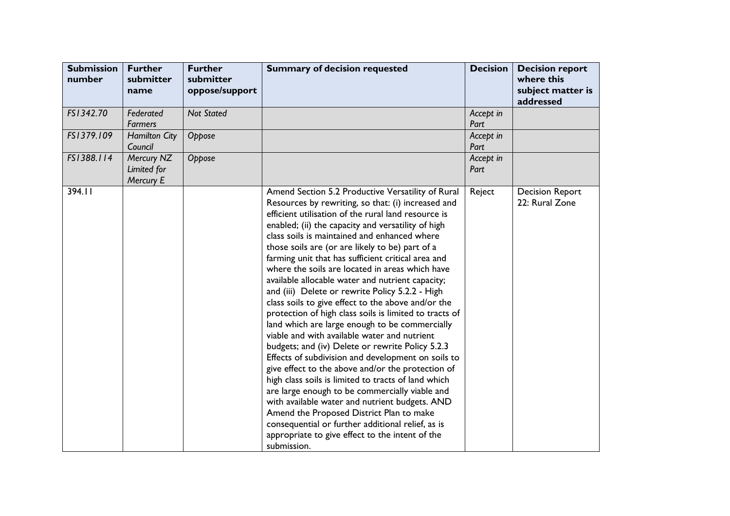| Submission number | Further submitter name | Further submitter oppose/support | Summary of decision requested | Decision | Decision report where this subject matter is addressed |
|---|---|---|---|---|---|
| *FS1342.70* | *Federated Farmers* | *Not Stated* | | *Accept in Part* | |
| *FS1379.109* | *Hamilton City Council* | *Oppose* | | *Accept in Part* | |
| *FS1388.114* | *Mercury NZ Limited for Mercury E* | *Oppose* | | *Accept in Part* | |
| 394.11 | | | Amend Section 5.2 Productive Versatility of Rural Resources by rewriting, so that: (i) increased and efficient utilisation of the rural land resource is enabled; (ii) the capacity and versatility of high class soils is maintained and enhanced where those soils are (or are likely to be) part of a farming unit that has sufficient critical area and where the soils are located in areas which have available allocable water and nutrient capacity; and (iii) Delete or rewrite Policy 5.2.2 - High class soils to give effect to the above and/or the protection of high class soils is limited to tracts of land which are large enough to be commercially viable and with available water and nutrient budgets; and (iv) Delete or rewrite Policy 5.2.3 Effects of subdivision and development on soils to give effect to the above and/or the protection of high class soils is limited to tracts of land which are large enough to be commercially viable and with available water and nutrient budgets. AND Amend the Proposed District Plan to make consequential or further additional relief, as is appropriate to give effect to the intent of the submission. | Reject | Decision Report 22: Rural Zone |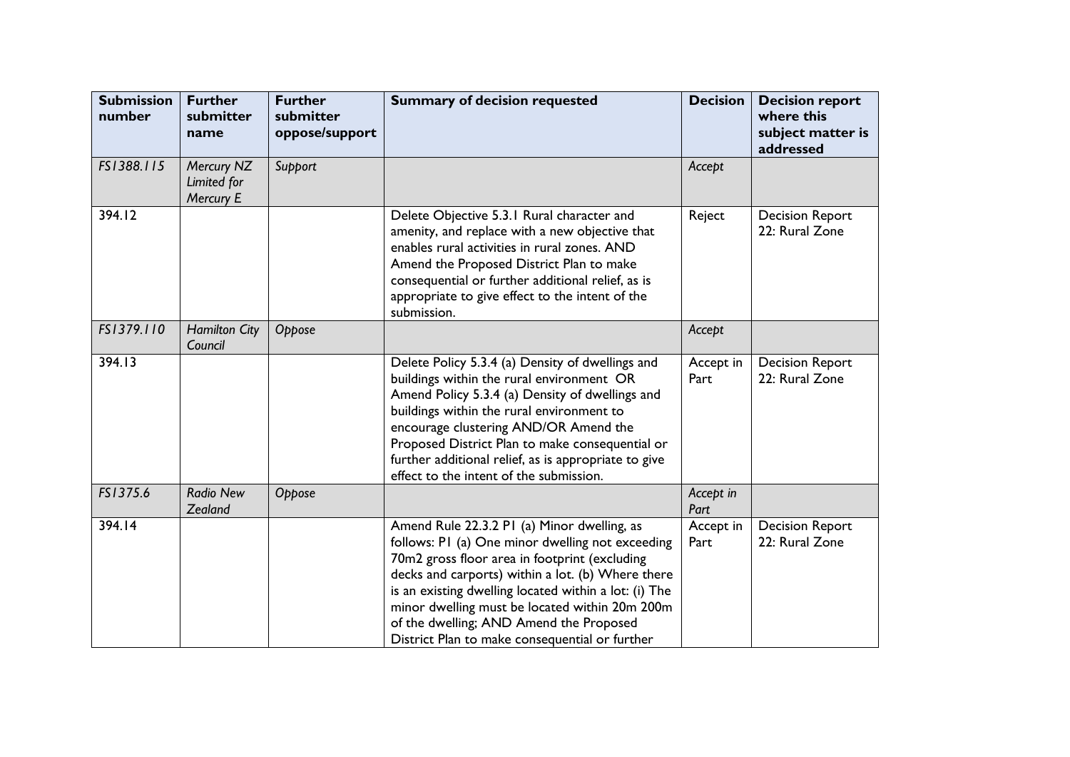| Submission number | Further submitter name | Further submitter oppose/support | Summary of decision requested | Decision | Decision report where this subject matter is addressed |
|---|---|---|---|---|---|
| *FS1388.115* | *Mercury NZ Limited for Mercury E* | *Support* | | *Accept* | |
| 394.12 | | | Delete Objective 5.3.1 Rural character and amenity, and replace with a new objective that enables rural activities in rural zones. AND Amend the Proposed District Plan to make consequential or further additional relief, as is appropriate to give effect to the intent of the submission. | Reject | Decision Report 22: Rural Zone |
| *FS1379.110* | *Hamilton City Council* | *Oppose* | | *Accept* | |
| 394.13 | | | Delete Policy 5.3.4 (a) Density of dwellings and buildings within the rural environment OR Amend Policy 5.3.4 (a) Density of dwellings and buildings within the rural environment to encourage clustering AND/OR Amend the Proposed District Plan to make consequential or further additional relief, as is appropriate to give effect to the intent of the submission. | Accept in Part | Decision Report 22: Rural Zone |
| *FS1375.6* | *Radio New Zealand* | *Oppose* | | *Accept in Part* | |
| 394.14 | | | Amend Rule 22.3.2 P1 (a) Minor dwelling, as follows: P1 (a) One minor dwelling not exceeding 70m2 gross floor area in footprint (excluding decks and carports) within a lot. (b) Where there is an existing dwelling located within a lot: (i) The minor dwelling must be located within 20m 200m of the dwelling; AND Amend the Proposed District Plan to make consequential or further | Accept in Part | Decision Report 22: Rural Zone |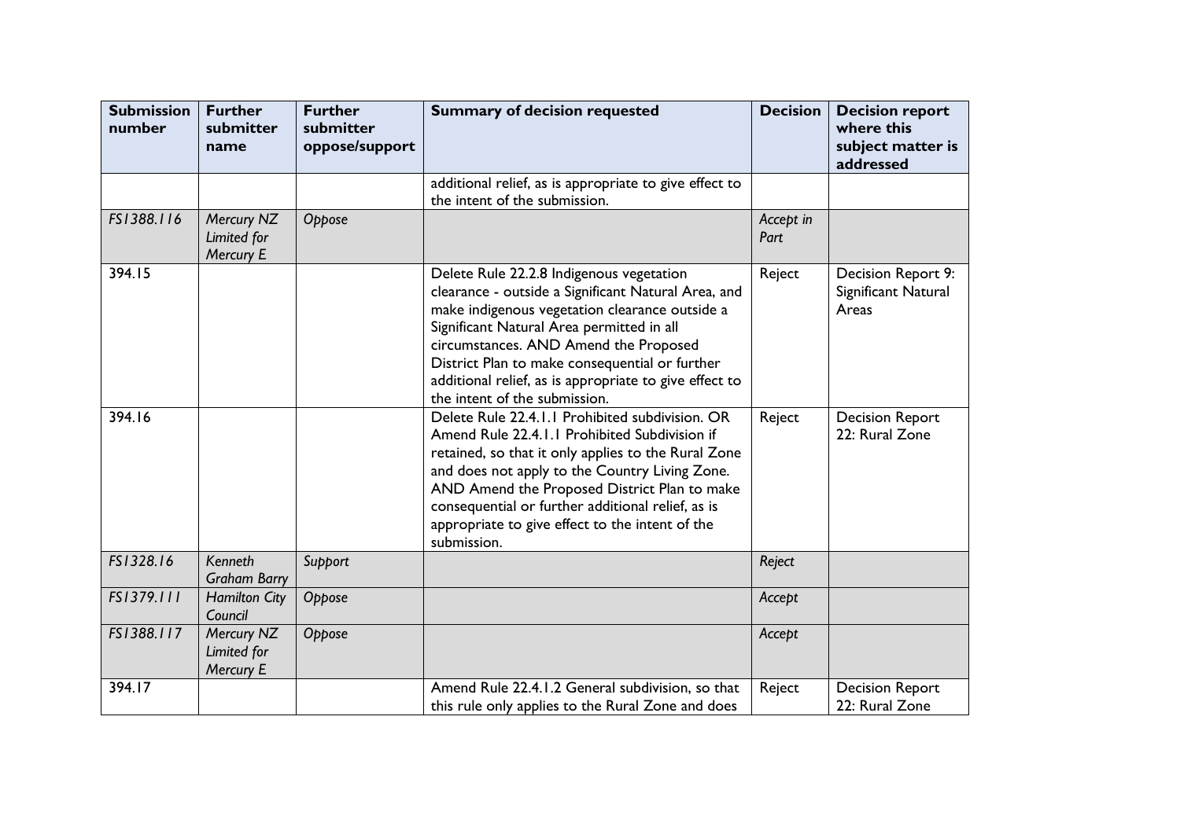| Submission number | Further submitter name | Further submitter oppose/support | Summary of decision requested | Decision | Decision report where this subject matter is addressed |
|---|---|---|---|---|---|
| | | | additional relief, as is appropriate to give effect to the intent of the submission. | | |
| *FS1388.116* | *Mercury NZ Limited for Mercury E* | *Oppose* | | *Accept in Part* | |
| 394.15 | | | Delete Rule 22.2.8 Indigenous vegetation clearance - outside a Significant Natural Area, and make indigenous vegetation clearance outside a Significant Natural Area permitted in all circumstances. AND Amend the Proposed District Plan to make consequential or further additional relief, as is appropriate to give effect to the intent of the submission. | Reject | Decision Report 9: Significant Natural Areas |
| 394.16 | | | Delete Rule 22.4.1.1 Prohibited subdivision. OR Amend Rule 22.4.1.1 Prohibited Subdivision if retained, so that it only applies to the Rural Zone and does not apply to the Country Living Zone. AND Amend the Proposed District Plan to make consequential or further additional relief, as is appropriate to give effect to the intent of the submission. | Reject | Decision Report 22: Rural Zone |
| *FS1328.16* | *Kenneth Graham Barry* | *Support* | | *Reject* | |
| *FS1379.111* | *Hamilton City Council* | *Oppose* | | *Accept* | |
| *FS1388.117* | *Mercury NZ Limited for Mercury E* | *Oppose* | | *Accept* | |
| 394.17 | | | Amend Rule 22.4.1.2 General subdivision, so that this rule only applies to the Rural Zone and does | Reject | Decision Report 22: Rural Zone |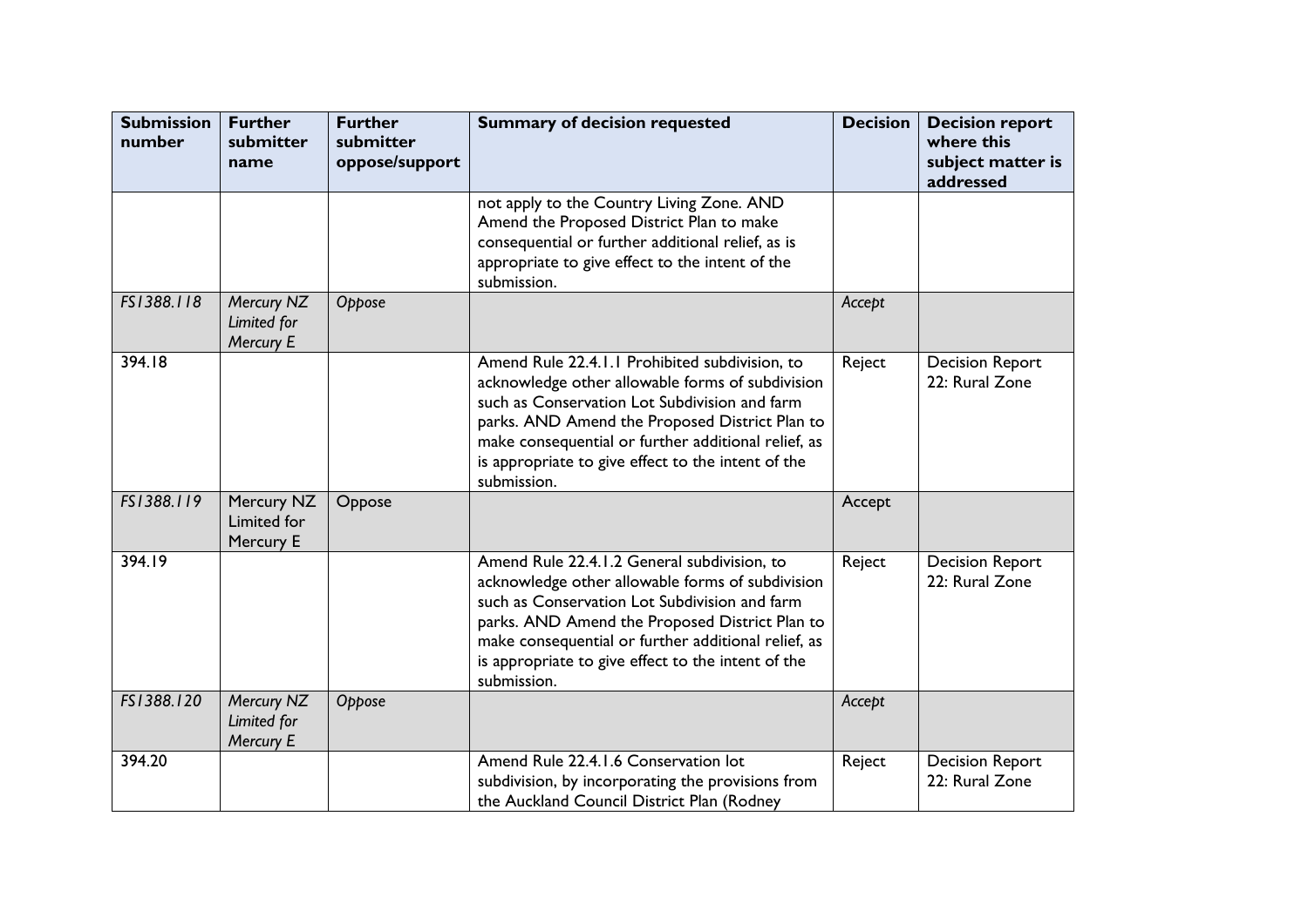| Submission number | Further submitter name | Further submitter oppose/support | Summary of decision requested | Decision | Decision report where this subject matter is addressed |
|---|---|---|---|---|---|
| | | | not apply to the Country Living Zone. AND Amend the Proposed District Plan to make consequential or further additional relief, as is appropriate to give effect to the intent of the submission. | | |
| *FS1388.118* | *Mercury NZ Limited for Mercury E* | *Oppose* | | *Accept* | |
| 394.18 | | | Amend Rule 22.4.1.1 Prohibited subdivision, to acknowledge other allowable forms of subdivision such as Conservation Lot Subdivision and farm parks. AND Amend the Proposed District Plan to make consequential or further additional relief, as is appropriate to give effect to the intent of the submission. | Reject | Decision Report 22: Rural Zone |
| *FS1388.119* | Mercury NZ Limited for Mercury E | Oppose | | Accept | |
| 394.19 | | | Amend Rule 22.4.1.2 General subdivision, to acknowledge other allowable forms of subdivision such as Conservation Lot Subdivision and farm parks. AND Amend the Proposed District Plan to make consequential or further additional relief, as is appropriate to give effect to the intent of the submission. | Reject | Decision Report 22: Rural Zone |
| *FS1388.120* | *Mercury NZ Limited for Mercury E* | *Oppose* | | *Accept* | |
| 394.20 | | | Amend Rule 22.4.1.6 Conservation lot subdivision, by incorporating the provisions from the Auckland Council District Plan (Rodney | Reject | Decision Report 22: Rural Zone |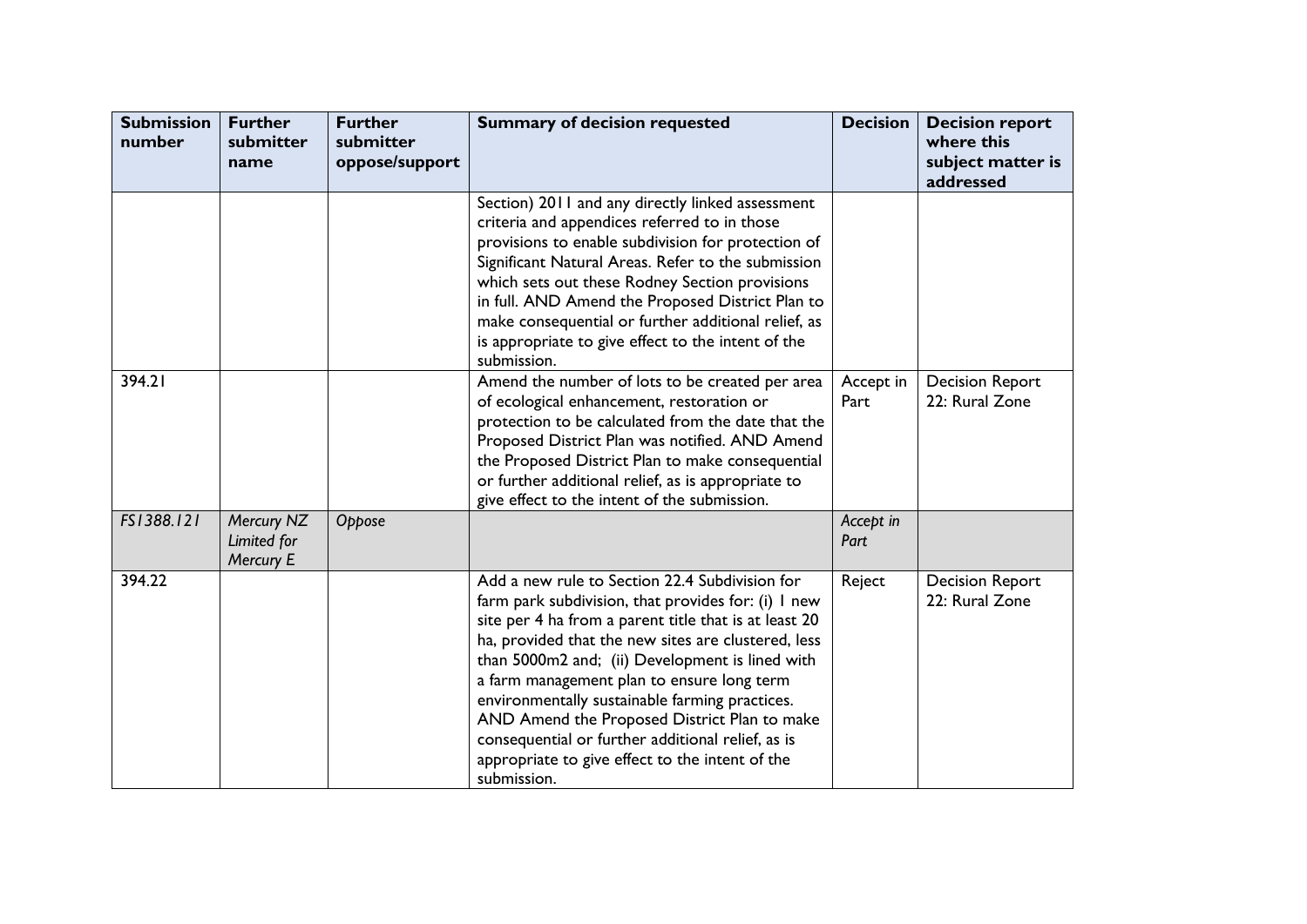| Submission number | Further submitter name | Further submitter oppose/support | Summary of decision requested | Decision | Decision report where this subject matter is addressed |
|---|---|---|---|---|---|
| | | | Section) 2011 and any directly linked assessment criteria and appendices referred to in those provisions to enable subdivision for protection of Significant Natural Areas. Refer to the submission which sets out these Rodney Section provisions in full. AND Amend the Proposed District Plan to make consequential or further additional relief, as is appropriate to give effect to the intent of the submission. | | |
| 394.21 | | | Amend the number of lots to be created per area of ecological enhancement, restoration or protection to be calculated from the date that the Proposed District Plan was notified. AND Amend the Proposed District Plan to make consequential or further additional relief, as is appropriate to give effect to the intent of the submission. | Accept in Part | Decision Report 22: Rural Zone |
| *FS1388.121* | *Mercury NZ Limited for Mercury E* | *Oppose* | | *Accept in Part* | |
| 394.22 | | | Add a new rule to Section 22.4 Subdivision for farm park subdivision, that provides for: (i) 1 new site per 4 ha from a parent title that is at least 20 ha, provided that the new sites are clustered, less than 5000m2 and; (ii) Development is lined with a farm management plan to ensure long term environmentally sustainable farming practices. AND Amend the Proposed District Plan to make consequential or further additional relief, as is appropriate to give effect to the intent of the submission. | Reject | Decision Report 22: Rural Zone |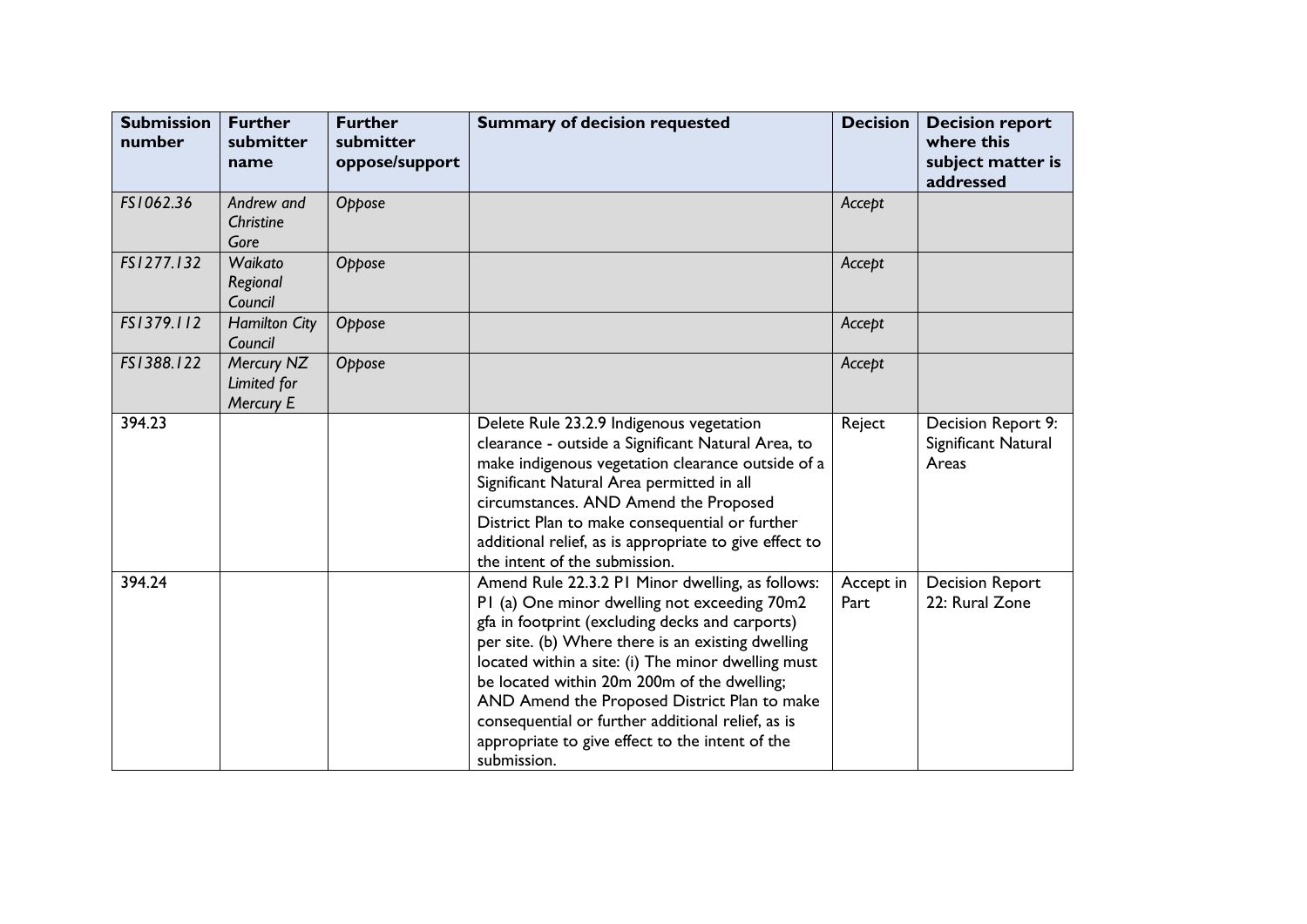| Submission number | Further submitter name | Further submitter oppose/support | Summary of decision requested | Decision | Decision report where this subject matter is addressed |
|---|---|---|---|---|---|
| *FS1062.36* | *Andrew and Christine Gore* | *Oppose* | | *Accept* | |
| *FS1277.132* | *Waikato Regional Council* | *Oppose* | | *Accept* | |
| *FS1379.112* | *Hamilton City Council* | *Oppose* | | *Accept* | |
| *FS1388.122* | *Mercury NZ Limited for Mercury E* | *Oppose* | | *Accept* | |
| 394.23 | | | Delete Rule 23.2.9 Indigenous vegetation clearance - outside a Significant Natural Area, to make indigenous vegetation clearance outside of a Significant Natural Area permitted in all circumstances. AND Amend the Proposed District Plan to make consequential or further additional relief, as is appropriate to give effect to the intent of the submission. | Reject | Decision Report 9: Significant Natural Areas |
| 394.24 | | | Amend Rule 22.3.2 P1 Minor dwelling, as follows: P1 (a) One minor dwelling not exceeding 70m2 gfa in footprint (excluding decks and carports) per site. (b) Where there is an existing dwelling located within a site: (i) The minor dwelling must be located within 20m 200m of the dwelling; AND Amend the Proposed District Plan to make consequential or further additional relief, as is appropriate to give effect to the intent of the submission. | Accept in Part | Decision Report 22: Rural Zone |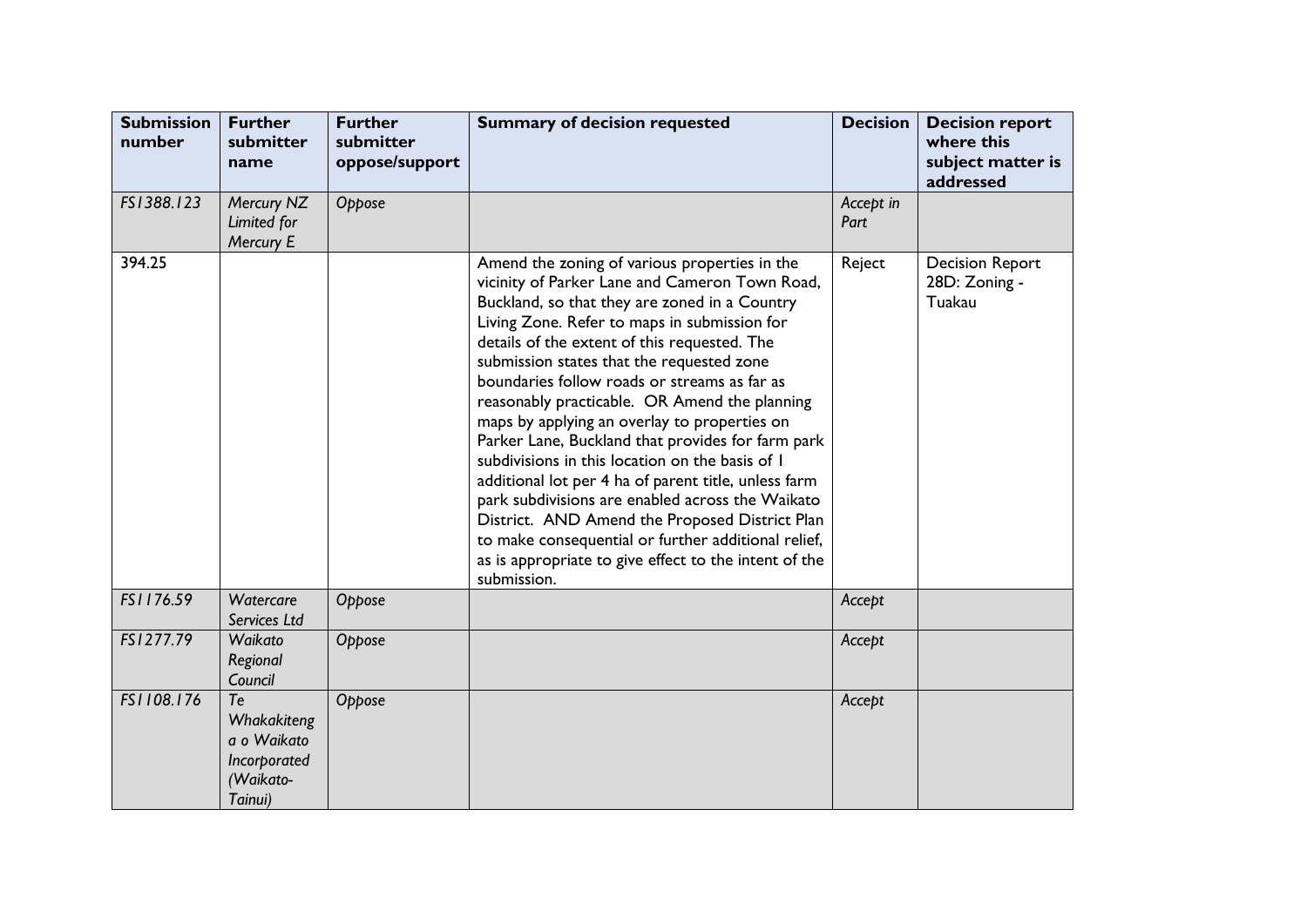| Submission number | Further submitter name | Further submitter oppose/support | Summary of decision requested | Decision | Decision report where this subject matter is addressed |
|---|---|---|---|---|---|
| *FS1388.123* | *Mercury NZ Limited for Mercury E* | *Oppose* | | *Accept in Part* | |
| 394.25 | | | Amend the zoning of various properties in the vicinity of Parker Lane and Cameron Town Road, Buckland, so that they are zoned in a Country Living Zone. Refer to maps in submission for details of the extent of this requested. The submission states that the requested zone boundaries follow roads or streams as far as reasonably practicable. OR Amend the planning maps by applying an overlay to properties on Parker Lane, Buckland that provides for farm park subdivisions in this location on the basis of 1 additional lot per 4 ha of parent title, unless farm park subdivisions are enabled across the Waikato District. AND Amend the Proposed District Plan to make consequential or further additional relief, as is appropriate to give effect to the intent of the submission. | Reject | Decision Report 28D: Zoning - Tuakau |
| *FS1176.59* | *Watercare Services Ltd* | *Oppose* | | *Accept* | |
| *FS1277.79* | *Waikato Regional Council* | *Oppose* | | *Accept* | |
| *FS1108.176* | *Te Whakakitenga o Waikato Incorporated (Waikato-Tainui)* | *Oppose* | | *Accept* | |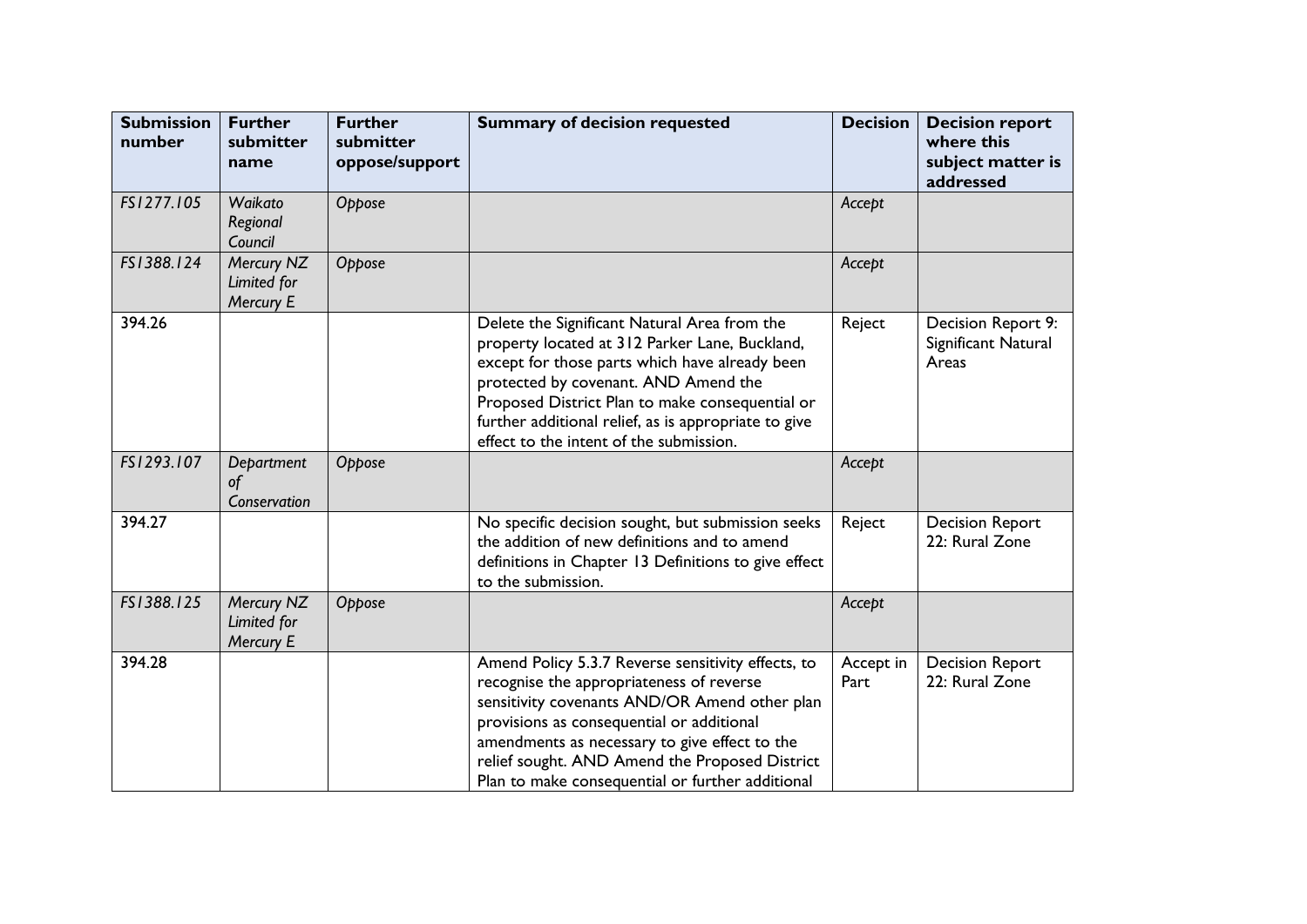| Submission number | Further submitter name | Further submitter oppose/support | Summary of decision requested | Decision | Decision report where this subject matter is addressed |
|---|---|---|---|---|---|
| *FS1277.105* | *Waikato Regional Council* | *Oppose* | | *Accept* | |
| *FS1388.124* | *Mercury NZ Limited for Mercury E* | *Oppose* | | *Accept* | |
| 394.26 | | | Delete the Significant Natural Area from the property located at 312 Parker Lane, Buckland, except for those parts which have already been protected by covenant. AND Amend the Proposed District Plan to make consequential or further additional relief, as is appropriate to give effect to the intent of the submission. | Reject | Decision Report 9: Significant Natural Areas |
| *FS1293.107* | *Department of Conservation* | *Oppose* | | *Accept* | |
| 394.27 | | | No specific decision sought, but submission seeks the addition of new definitions and to amend definitions in Chapter 13 Definitions to give effect to the submission. | Reject | Decision Report 22: Rural Zone |
| *FS1388.125* | *Mercury NZ Limited for Mercury E* | *Oppose* | | *Accept* | |
| 394.28 | | | Amend Policy 5.3.7 Reverse sensitivity effects, to recognise the appropriateness of reverse sensitivity covenants AND/OR Amend other plan provisions as consequential or additional amendments as necessary to give effect to the relief sought. AND Amend the Proposed District Plan to make consequential or further additional | Accept in Part | Decision Report 22: Rural Zone |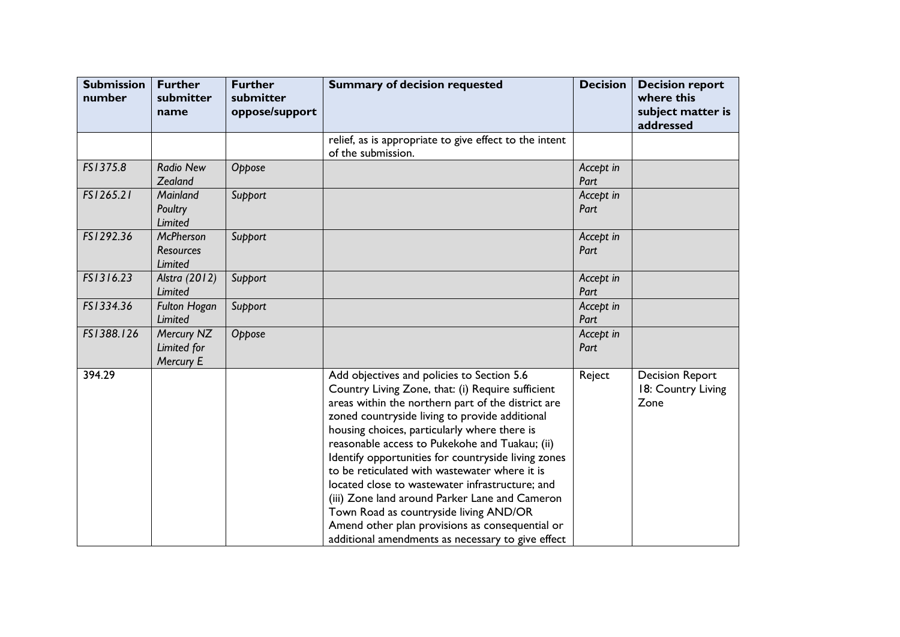| Submission number | Further submitter name | Further submitter oppose/support | Summary of decision requested | Decision | Decision report where this subject matter is addressed |
|---|---|---|---|---|---|
| | | | relief, as is appropriate to give effect to the intent of the submission. | | |
| *FS1375.8* | *Radio New Zealand* | *Oppose* | | *Accept in Part* | |
| *FS1265.21* | *Mainland Poultry Limited* | *Support* | | *Accept in Part* | |
| *FS1292.36* | *McPherson Resources Limited* | *Support* | | *Accept in Part* | |
| *FS1316.23* | *Alstra (2012) Limited* | *Support* | | *Accept in Part* | |
| *FS1334.36* | *Fulton Hogan Limited* | *Support* | | *Accept in Part* | |
| *FS1388.126* | *Mercury NZ Limited for Mercury E* | *Oppose* | | *Accept in Part* | |
| 394.29 | | | Add objectives and policies to Section 5.6 Country Living Zone, that: (i) Require sufficient areas within the northern part of the district are zoned countryside living to provide additional housing choices, particularly where there is reasonable access to Pukekohe and Tuakau; (ii) Identify opportunities for countryside living zones to be reticulated with wastewater where it is located close to wastewater infrastructure; and (iii) Zone land around Parker Lane and Cameron Town Road as countryside living AND/OR Amend other plan provisions as consequential or additional amendments as necessary to give effect | Reject | Decision Report 18: Country Living Zone |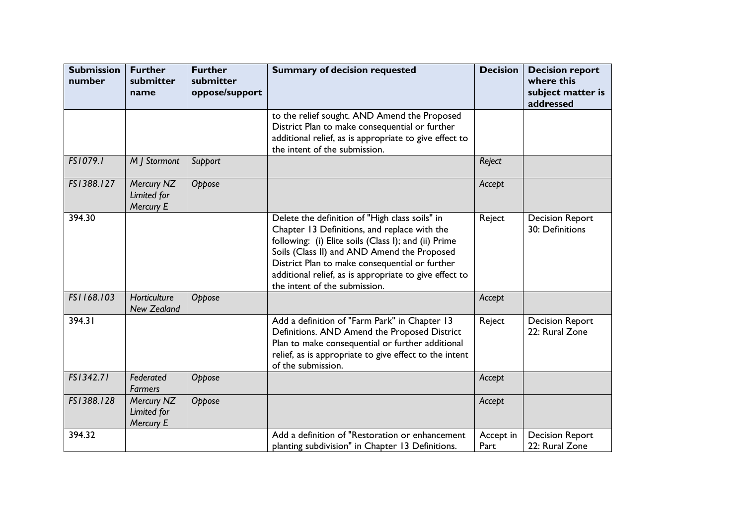| Submission number | Further submitter name | Further submitter oppose/support | Summary of decision requested | Decision | Decision report where this subject matter is addressed |
|---|---|---|---|---|---|
| | | | to the relief sought. AND Amend the Proposed District Plan to make consequential or further additional relief, as is appropriate to give effect to the intent of the submission. | | |
| *FS1079.1* | *M J Stormont* | *Support* | | *Reject* | |
| *FS1388.127* | *Mercury NZ Limited for Mercury E* | *Oppose* | | *Accept* | |
| 394.30 | | | Delete the definition of "High class soils" in Chapter 13 Definitions, and replace with the following: (i) Elite soils (Class I); and (ii) Prime Soils (Class II) and AND Amend the Proposed District Plan to make consequential or further additional relief, as is appropriate to give effect to the intent of the submission. | Reject | Decision Report 30: Definitions |
| *FS1168.103* | *Horticulture New Zealand* | *Oppose* | | *Accept* | |
| 394.31 | | | Add a definition of "Farm Park" in Chapter 13 Definitions. AND Amend the Proposed District Plan to make consequential or further additional relief, as is appropriate to give effect to the intent of the submission. | Reject | Decision Report 22: Rural Zone |
| *FS1342.71* | *Federated Farmers* | *Oppose* | | *Accept* | |
| *FS1388.128* | *Mercury NZ Limited for Mercury E* | *Oppose* | | *Accept* | |
| 394.32 | | | Add a definition of "Restoration or enhancement planting subdivision" in Chapter 13 Definitions. | Accept in Part | Decision Report 22: Rural Zone |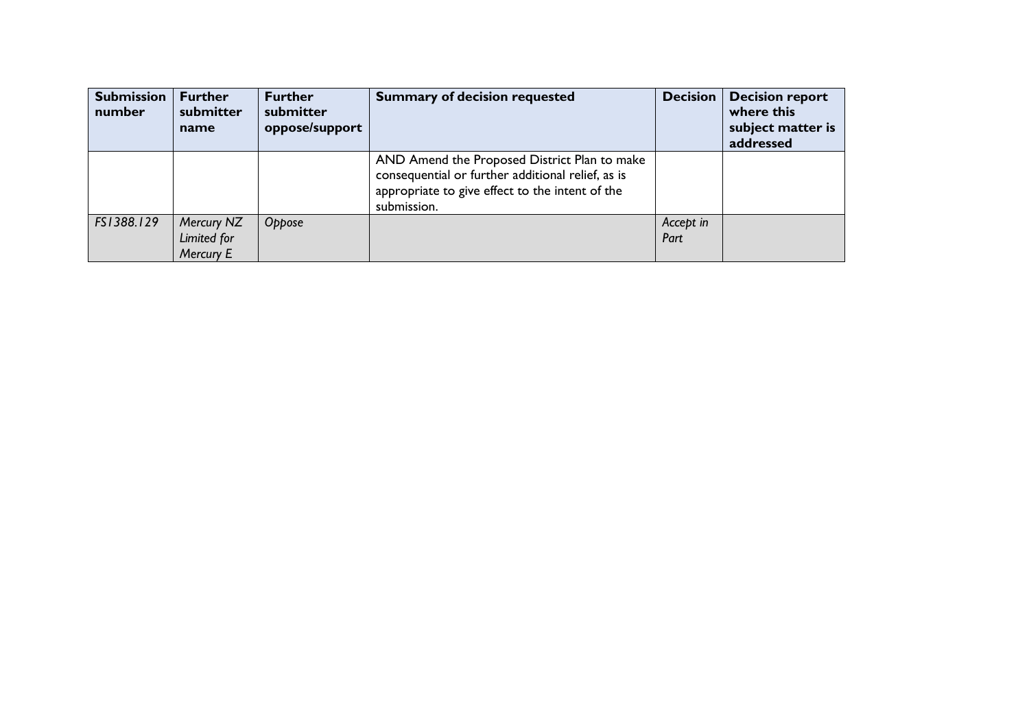| Submission number | Further submitter name | Further submitter oppose/support | Summary of decision requested | Decision | Decision report where this subject matter is addressed |
|---|---|---|---|---|---|
| | | | AND Amend the Proposed District Plan to make consequential or further additional relief, as is appropriate to give effect to the intent of the submission. | | |
| *FS1388.129* | *Mercury NZ Limited for Mercury E* | *Oppose* | | *Accept in Part* | |